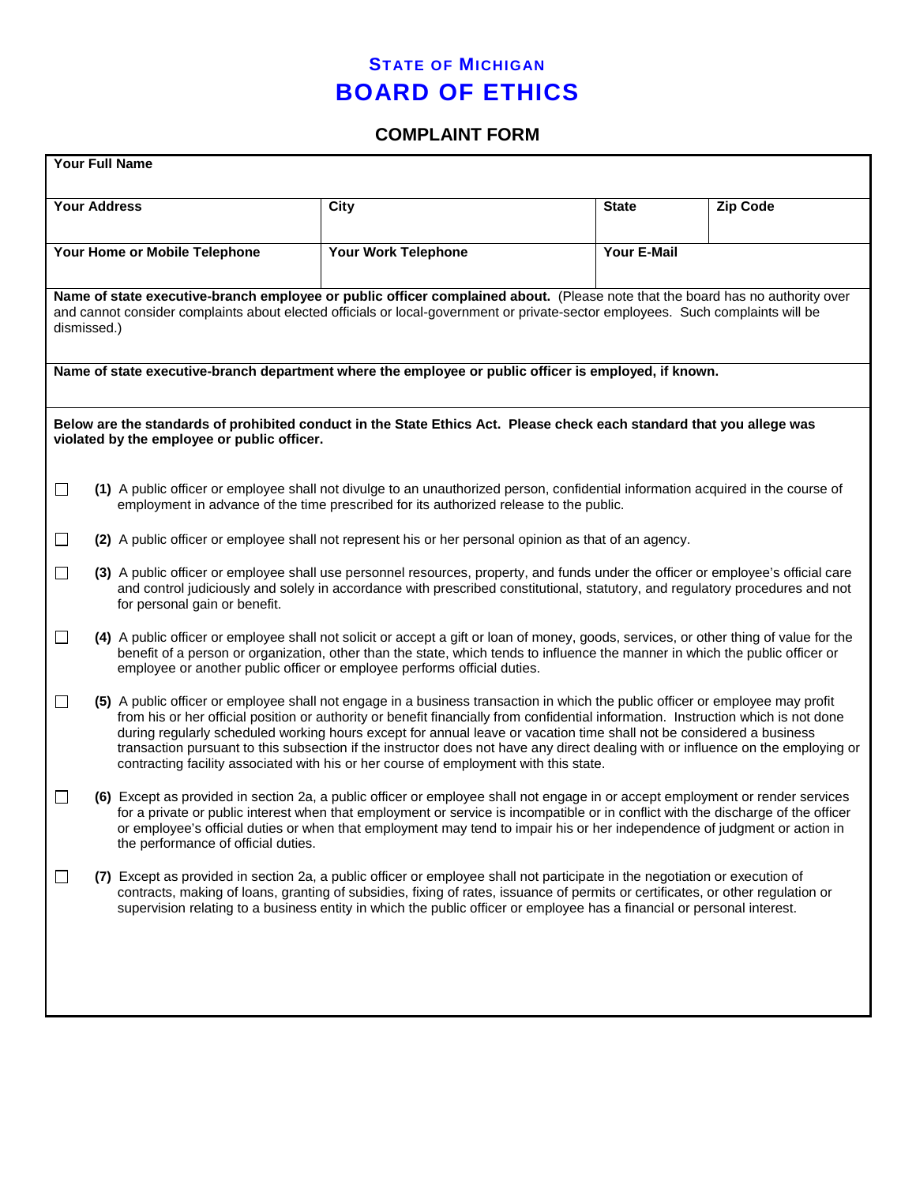## STATE OF MICHIGAN

# BOARD OF ETHICS

## COMPLAINT FORM

| Your Full Name | | | |
|---|---|---|---|
| **Your Address** | **City** | **State** | **Zip Code** |
| **Your Home or Mobile Telephone** | **Your Work Telephone** | **Your E-Mail** | |

**Name of state executive-branch employee or public officer complained about.** (Please note that the board has no authority over and cannot consider complaints about elected officials or local-government or private-sector employees. Such complaints will be dismissed.)

**Name of state executive-branch department where the employee or public officer is employed, if known.**

**Below are the standards of prohibited conduct in the State Ethics Act. Please check each standard that you allege was violated by the employee or public officer.**

☐ **(1)** A public officer or employee shall not divulge to an unauthorized person, confidential information acquired in the course of employment in advance of the time prescribed for its authorized release to the public.

☐ **(2)** A public officer or employee shall not represent his or her personal opinion as that of an agency.

☐ **(3)** A public officer or employee shall use personnel resources, property, and funds under the officer or employee's official care and control judiciously and solely in accordance with prescribed constitutional, statutory, and regulatory procedures and not for personal gain or benefit.

☐ **(4)** A public officer or employee shall not solicit or accept a gift or loan of money, goods, services, or other thing of value for the benefit of a person or organization, other than the state, which tends to influence the manner in which the public officer or employee or another public officer or employee performs official duties.

☐ **(5)** A public officer or employee shall not engage in a business transaction in which the public officer or employee may profit from his or her official position or authority or benefit financially from confidential information. Instruction which is not done during regularly scheduled working hours except for annual leave or vacation time shall not be considered a business transaction pursuant to this subsection if the instructor does not have any direct dealing with or influence on the employing or contracting facility associated with his or her course of employment with this state.

☐ **(6)** Except as provided in section 2a, a public officer or employee shall not engage in or accept employment or render services for a private or public interest when that employment or service is incompatible or in conflict with the discharge of the officer or employee's official duties or when that employment may tend to impair his or her independence of judgment or action in the performance of official duties.

☐ **(7)** Except as provided in section 2a, a public officer or employee shall not participate in the negotiation or execution of contracts, making of loans, granting of subsidies, fixing of rates, issuance of permits or certificates, or other regulation or supervision relating to a business entity in which the public officer or employee has a financial or personal interest.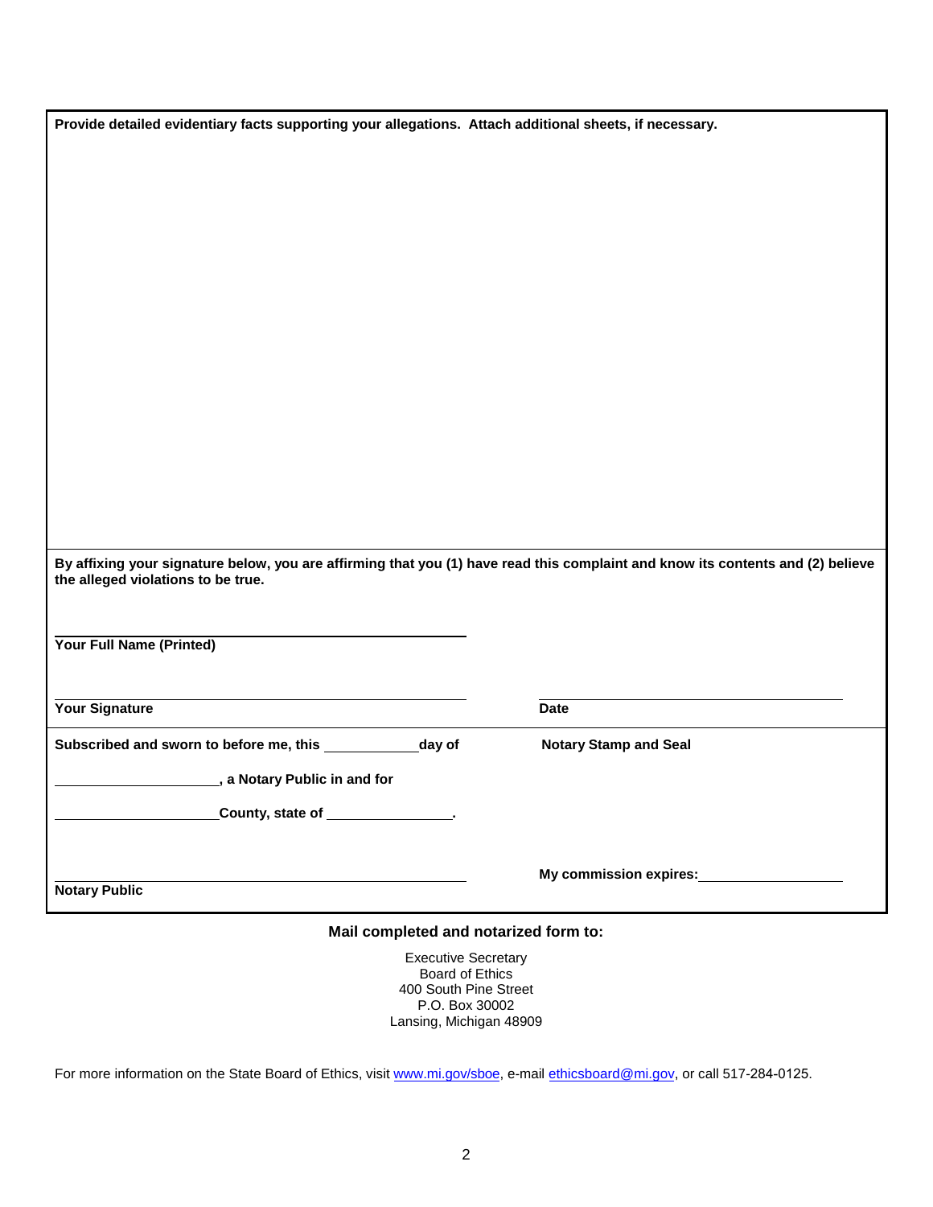**Provide detailed evidentiary facts supporting your allegations. Attach additional sheets, if necessary.**

**By affixing your signature below, you are affirming that you (1) have read this complaint and know its contents and (2) believe the alleged violations to be true.**

______________________________
**Your Full Name (Printed)**

______________________________ ______________________________
**Your Signature** **Date**

**Subscribed and sworn to before me, this** ____________ **day of** ____________________, **a Notary Public in and for** ____________________ **County, state of** ________________.

**Notary Stamp and Seal**

______________________________
**Notary Public**

**My commission expires:** __________________

**Mail completed and notarized form to:**

Executive Secretary
Board of Ethics
400 South Pine Street
P.O. Box 30002
Lansing, Michigan 48909

For more information on the State Board of Ethics, visit www.mi.gov/sboe, e-mail ethicsboard@mi.gov, or call 517-284-0125.